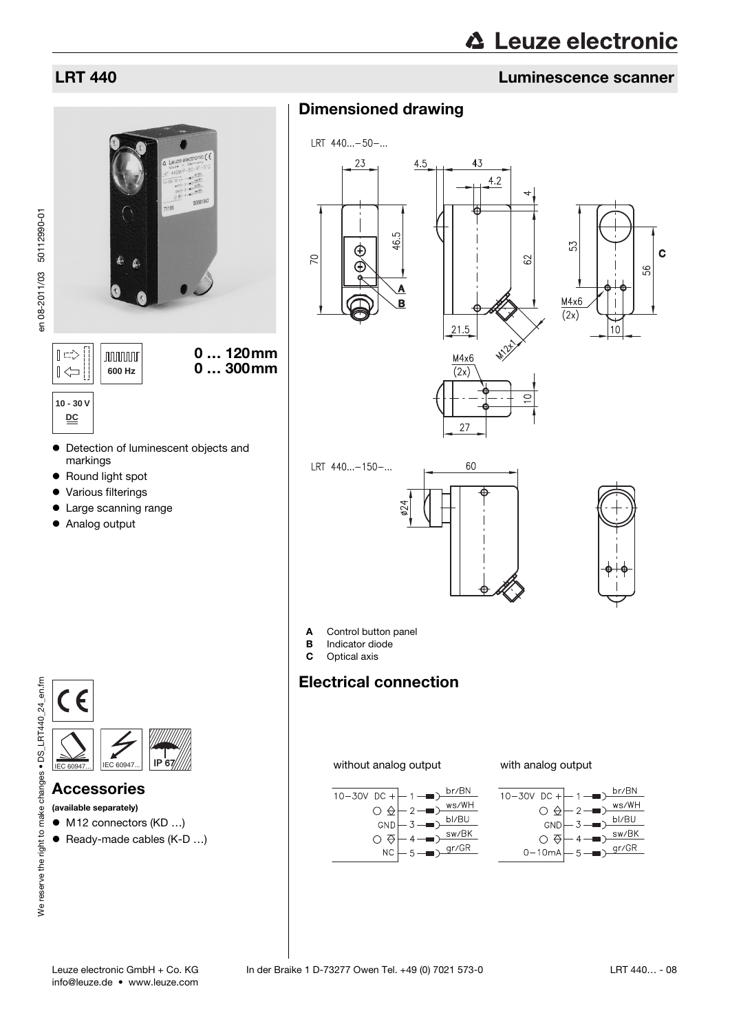# LRT 440

## Luminescence scanner

600 Hz

**0 … 120mm**
**0 … 300mm**

10 - 30 V DC

- Detection of luminescent objects and markings
- Round light spot
- Various filterings
- Large scanning range
- Analog output

IEC 60947... IEC 60947... IP 67

## Accessories

**(available separately)**

- M12 connectors (KD …)
- Ready-made cables (K-D …)

## Dimensioned drawing

LRT 440…-50-…

LRT 440…-150-…

**A** Control button panel
**B** Indicator diode
**C** Optical axis

## Electrical connection

without analog output

| Function | Pin | Wire colour |
|---|---|---|
| 10-30V DC + | 1 | br/BN |
| ○ ⊕ | 2 | ws/WH |
| GND | 3 | bl/BU |
| ○ ⊖ | 4 | sw/BK |
| NC | 5 | gr/GR |

with analog output

| Function | Pin | Wire colour |
|---|---|---|
| 10-30V DC + | 1 | br/BN |
| ○ ⊕ | 2 | ws/WH |
| GND | 3 | bl/BU |
| ○ ⊖ | 4 | sw/BK |
| 0-10mA | 5 | gr/GR |

Leuze electronic GmbH + Co. KG In der Braike 1 D-73277 Owen Tel. +49 (0) 7021 573-0
info@leuze.de • www.leuze.com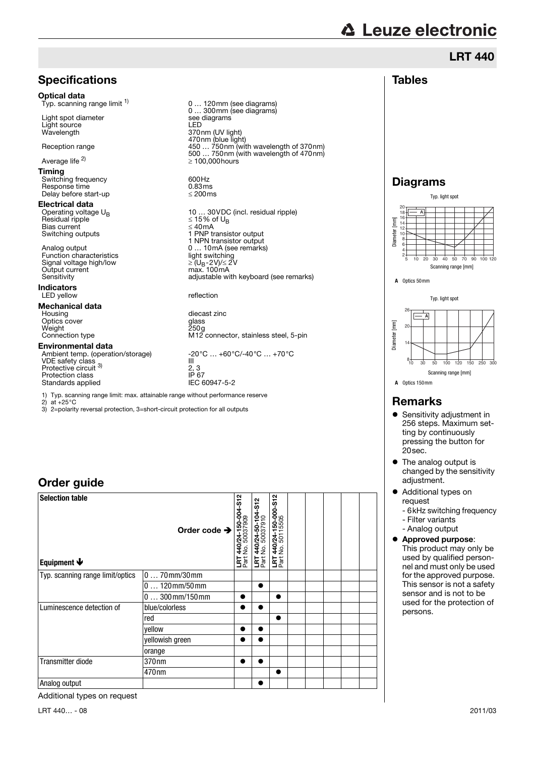## LRT 440

## Specifications

**Optical data**

| | |
|---|---|
| Typ. scanning range limit [1] | 0 … 120mm (see diagrams)<br>0 … 300mm (see diagrams) |
| Light spot diameter | see diagrams |
| Light source | LED |
| Wavelength | 370nm (UV light)<br>470nm (blue light) |
| Reception range | 450 … 750nm (with wavelength of 370nm)<br>500 … 750nm (with wavelength of 470nm) |
| Average life [2] | ≥ 100,000hours |

**Timing**

| | |
|---|---|
| Switching frequency | 600Hz |
| Response time | 0.83ms |
| Delay before start-up | ≤ 200ms |

**Electrical data**

| | |
|---|---|
| Operating voltage $U_B$ | 10 … 30VDC (incl. residual ripple) |
| Residual ripple | ≤ 15% of $U_B$ |
| Bias current | ≤ 40mA |
| Switching outputs | 1 PNP transistor output<br>1 NPN transistor output |
| Analog output | 0 … 10mA (see remarks) |
| Function characteristics | light switching |
| Signal voltage high/low | ≥ ($U_B$-2V)/≤ 2V |
| Output current | max. 100mA |
| Sensitivity | adjustable with keyboard (see remarks) |

**Indicators**

| | |
|---|---|
| LED yellow | reflection |

**Mechanical data**

| | |
|---|---|
| Housing | diecast zinc |
| Optics cover | glass |
| Weight | 250g |
| Connection type | M12 connector, stainless steel, 5-pin |

**Environmental data**

| | |
|---|---|
| Ambient temp. (operation/storage) | -20°C … +60°C/-40°C … +70°C |
| VDE safety class [3] | III |
| Protective circuit [3] | 2, 3 |
| Protection class | IP 67 |
| Standards applied | IEC 60947-5-2 |

1) Typ. scanning range limit: max. attainable range without performance reserve
2) at +25°C
3) 2=polarity reversal protection, 3=short-circuit protection for all outputs

## Tables

## Diagrams

Typ. light spot

Diameter [mm]

Scanning range [mm]

5 10 20 30 40 50 70 90 100 120

**A** Optics 50mm

Typ. light spot

Diameter [mm]

Scanning range [mm]

10 30 50 100 120 150 250 300

**A** Optics 150mm

## Remarks

- Sensitivity adjustment in 256 steps. Maximum setting by continuously pressing the button for 20sec.
- The analog output is changed by the sensitivity adjustment.
- Additional types on request
  - 6kHz switching frequency
  - Filter variants
  - Analog output
- **Approved purpose**: This product may only be used by qualified personnel and must only be used for the approved purpose. This sensor is not a safety sensor and is not to be used for the protection of persons.

## Order guide

| Selection table<br>Equipment ↓ | Order code ➔ | **LRT 440/24-150-004-S12** Part No. 50037909 | **LRT 440/24-50-104-S12** Part No. 50037910 | **LRT 440/24-150-000-S12** Part No. 50115505 | | | | | |
|---|---|---|---|---|---|---|---|---|---|
| Typ. scanning range limit/optics | 0 … 70mm/30mm | | | | | | | | |
| | 0 … 120mm/50mm | | ● | | | | | | |
| | 0 … 300mm/150mm | ● | | ● | | | | | |
| Luminescence detection of | blue/colorless | ● | ● | | | | | | |
| | red | | | ● | | | | | |
| | yellow | ● | ● | | | | | | |
| | yellowish green | ● | ● | | | | | | |
| | orange | | | | | | | | |
| Transmitter diode | 370nm | ● | ● | | | | | | |
| | 470nm | | | ● | | | | | |
| Analog output | | | ● | | | | | | |

Additional types on request